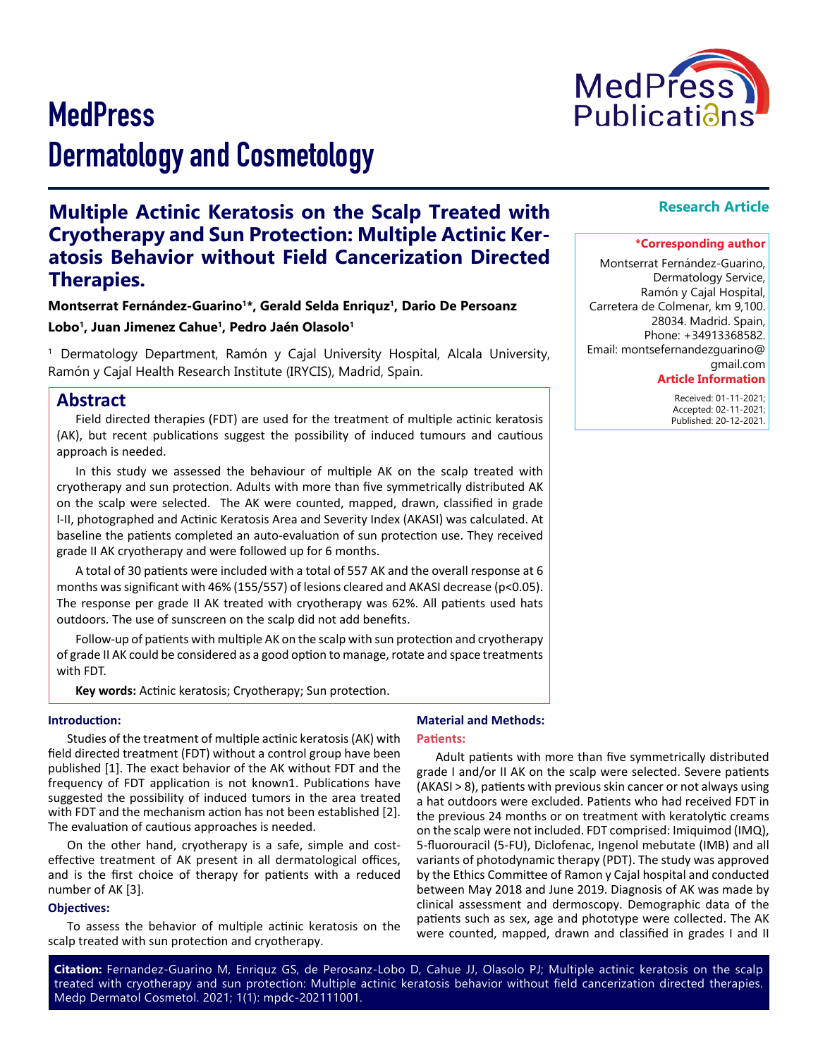# MedPress Dermatology and Cosmetology

**Research Article**

## Multiple Actinic Keratosis on the Scalp Treated with Cryotherapy and Sun Protection: Multiple Actinic Keratosis Behavior without Field Cancerization Directed Therapies.

**Montserrat Fernández-Guarino[1]*, Gerald Selda Enriquz[1], Dario De Persoanz Lobo[1], Juan Jimenez Cahue[1], Pedro Jaén Olasolo[1]**

[1] Dermatology Department, Ramón y Cajal University Hospital, Alcala University, Ramón y Cajal Health Research Institute (IRYCIS), Madrid, Spain.

**\*Corresponding author**

Montserrat Fernández-Guarino, Dermatology Service, Ramón y Cajal Hospital, Carretera de Colmenar, km 9,100. 28034. Madrid. Spain, Phone: +34913368582. Email: montsefernandezguarino@gmail.com

**Article Information**

Received: 01-11-2021;
Accepted: 02-11-2021;
Published: 20-12-2021.

## Abstract

Field directed therapies (FDT) are used for the treatment of multiple actinic keratosis (AK), but recent publications suggest the possibility of induced tumours and cautious approach is needed.

In this study we assessed the behaviour of multiple AK on the scalp treated with cryotherapy and sun protection. Adults with more than five symmetrically distributed AK on the scalp were selected. The AK were counted, mapped, drawn, classified in grade I-II, photographed and Actinic Keratosis Area and Severity Index (AKASI) was calculated. At baseline the patients completed an auto-evaluation of sun protection use. They received grade II AK cryotherapy and were followed up for 6 months.

A total of 30 patients were included with a total of 557 AK and the overall response at 6 months was significant with 46% (155/557) of lesions cleared and AKASI decrease ($p<0.05$). The response per grade II AK treated with cryotherapy was 62%. All patients used hats outdoors. The use of sunscreen on the scalp did not add benefits.

Follow-up of patients with multiple AK on the scalp with sun protection and cryotherapy of grade II AK could be considered as a good option to manage, rotate and space treatments with FDT.

**Key words:** Actinic keratosis; Cryotherapy; Sun protection.

### Introduction:

Studies of the treatment of multiple actinic keratosis (AK) with field directed treatment (FDT) without a control group have been published [1]. The exact behavior of the AK without FDT and the frequency of FDT application is not known1. Publications have suggested the possibility of induced tumors in the area treated with FDT and the mechanism action has not been established [2]. The evaluation of cautious approaches is needed.

On the other hand, cryotherapy is a safe, simple and cost-effective treatment of AK present in all dermatological offices, and is the first choice of therapy for patients with a reduced number of AK [3].

### Objectives:

To assess the behavior of multiple actinic keratosis on the scalp treated with sun protection and cryotherapy.

### Material and Methods:

#### Patients:

Adult patients with more than five symmetrically distributed grade I and/or II AK on the scalp were selected. Severe patients (AKASI > 8), patients with previous skin cancer or not always using a hat outdoors were excluded. Patients who had received FDT in the previous 24 months or on treatment with keratolytic creams on the scalp were not included. FDT comprised: Imiquimod (IMQ), 5-fluorouracil (5-FU), Diclofenac, Ingenol mebutate (IMB) and all variants of photodynamic therapy (PDT). The study was approved by the Ethics Committee of Ramon y Cajal hospital and conducted between May 2018 and June 2019. Diagnosis of AK was made by clinical assessment and dermoscopy. Demographic data of the patients such as sex, age and phototype were collected. The AK were counted, mapped, drawn and classified in grades I and II

**Citation:** Fernandez-Guarino M, Enriquz GS, de Perosanz-Lobo D, Cahue JJ, Olasolo PJ; Multiple actinic keratosis on the scalp treated with cryotherapy and sun protection: Multiple actinic keratosis behavior without field cancerization directed therapies. Medp Dermatol Cosmetol. 2021; 1(1): mpdc-202111001.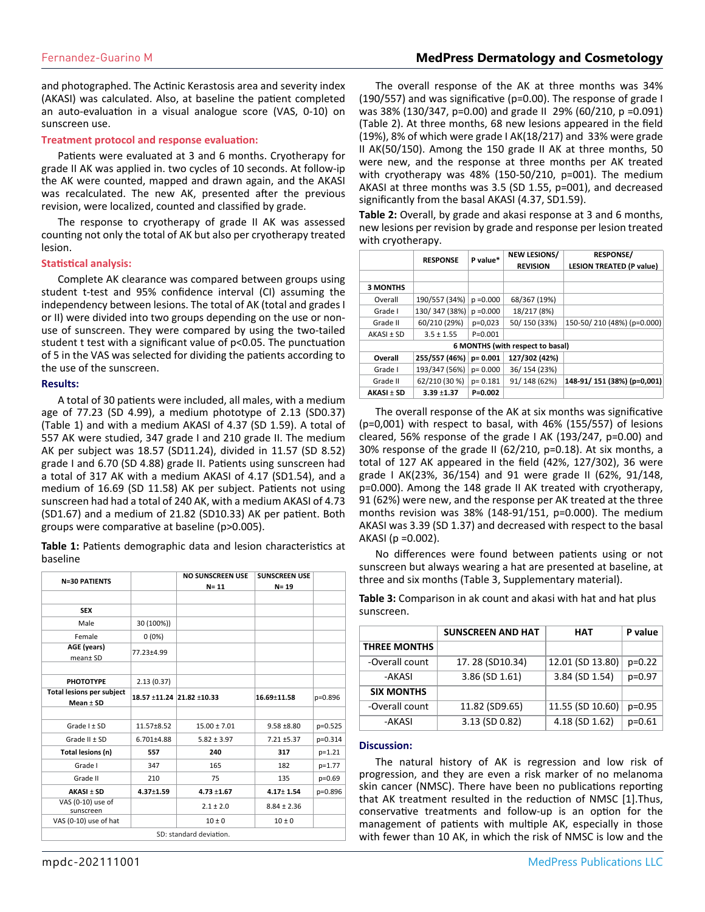and photographed. The Actinic Kerastosis area and severity index (AKASI) was calculated. Also, at baseline the patient completed an auto-evaluation in a visual analogue score (VAS, 0-10) on sunscreen use.

### Treatment protocol and response evaluation:

Patients were evaluated at 3 and 6 months. Cryotherapy for grade II AK was applied in. two cycles of 10 seconds. At follow-ip the AK were counted, mapped and drawn again, and the AKASI was recalculated. The new AK, presented after the previous revision, were localized, counted and classified by grade.

The response to cryotherapy of grade II AK was assessed counting not only the total of AK but also per cryotherapy treated lesion.

### Statistical analysis:

Complete AK clearance was compared between groups using student t-test and 95% confidence interval (CI) assuming the independency between lesions. The total of AK (total and grades I or II) were divided into two groups depending on the use or non-use of sunscreen. They were compared by using the two-tailed student t test with a significant value of $p<0.05$. The punctuation of 5 in the VAS was selected for dividing the patients according to the use of the sunscreen.

### Results:

A total of 30 patients were included, all males, with a medium age of 77.23 (SD 4.99), a medium phototype of 2.13 (SD0.37) (Table 1) and with a medium AKASI of 4.37 (SD 1.59). A total of 557 AK were studied, 347 grade I and 210 grade II. The medium AK per subject was 18.57 (SD11.24), divided in 11.57 (SD 8.52) grade I and 6.70 (SD 4.88) grade II. Patients using sunscreen had a total of 317 AK with a medium AKASI of 4.17 (SD1.54), and a medium of 16.69 (SD 11.58) AK per subject. Patients not using sunscreen had had a total of 240 AK, with a medium AKASI of 4.73 (SD1.67) and a medium of 21.82 (SD10.33) AK per patient. Both groups were comparative at baseline (p>0.005).

**Table 1:** Patients demographic data and lesion characteristics at baseline

| N=30 PATIENTS | | NO SUNSCREEN USE N= 11 | SUNSCREEN USE N= 19 | |
|---|---|---|---|---|
| | | | | |
| SEX | | | | |
| Male | 30 (100%)) | | | |
| Female | 0 (0%) | | | |
| AGE (years) mean± SD | 77.23±4.99 | | | |
| | | | | |
| PHOTOTYPE | 2.13 (0.37) | | | |
| Total lesions per subject Mean ± SD | 18.57 ±11.24 | 21.82 ±10.33 | 16.69±11.58 | p=0.896 |
| | | | | |
| Grade I ± SD | 11.57±8.52 | 15.00 ± 7.01 | 9.58 ±8.80 | p=0.525 |
| Grade II ± SD | 6.701±4.88 | 5.82 ± 3.97 | 7.21 ±5.37 | p=0.314 |
| **Total lesions (n)** | **557** | **240** | **317** | p=1.21 |
| Grade I | 347 | 165 | 182 | p=1.77 |
| Grade II | 210 | 75 | 135 | p=0.69 |
| **AKASI ± SD** | **4.37±1.59** | **4.73 ±1.67** | **4.17± 1.54** | p=0.896 |
| VAS (0-10) use of sunscreen | | 2.1 ± 2.0 | 8.84 ± 2.36 | |
| VAS (0-10) use of hat | | 10 ± 0 | 10 ± 0 | |

SD: standard deviation.

The overall response of the AK at three months was 34% (190/557) and was significative (p=0.00). The response of grade I was 38% (130/347, p=0.00) and grade II 29% (60/210, p =0.091) (Table 2). At three months, 68 new lesions appeared in the field (19%), 8% of which were grade I AK(18/217) and 33% were grade II AK(50/150). Among the 150 grade II AK at three months, 50 were new, and the response at three months per AK treated with cryotherapy was 48% (150-50/210, p=001). The medium AKASI at three months was 3.5 (SD 1.55, p=001), and decreased significantly from the basal AKASI (4.37, SD1.59).

**Table 2:** Overall, by grade and akasi response at 3 and 6 months, new lesions per revision by grade and response per lesion treated with cryotherapy.

| | RESPONSE | P value* | NEW LESIONS/ REVISION | RESPONSE/ LESION TREATED (P value) |
|---|---|---|---|---|
| | | | | |
| **3 MONTHS** | | | | |
| Overall | 190/557 (34%) | p =0.000 | 68/367 (19%) | |
| Grade I | 130/ 347 (38%) | p =0.000 | 18/217 (8%) | |
| Grade II | 60/210 (29%) | p=0,023 | 50/ 150 (33%) | 150-50/ 210 (48%) (p=0.000) |
| AKASI ± SD | 3.5 ± 1.55 | P=0.001 | | |
| **6 MONTHS (with respect to basal)** | | | | |
| **Overall** | **255/557 (46%)** | **p= 0.001** | **127/302 (42%)** | |
| Grade I | 193/347 (56%) | p= 0.000 | 36/ 154 (23%) | |
| Grade II | 62/210 (30 %) | p= 0.181 | 91/ 148 (62%) | **148-91/ 151 (38%) (p=0,001)** |
| **AKASI ± SD** | **3.39 ±1.37** | **P=0.002** | | |

The overall response of the AK at six months was significative (p=0,001) with respect to basal, with 46% (155/557) of lesions cleared, 56% response of the grade I AK (193/247, p=0.00) and 30% response of the grade II (62/210, p=0.18). At six months, a total of 127 AK appeared in the field (42%, 127/302), 36 were grade I AK(23%, 36/154) and 91 were grade II (62%, 91/148, p=0.000). Among the 148 grade II AK treated with cryotherapy, 91 (62%) were new, and the response per AK treated at the three months revision was 38% (148-91/151, p=0.000). The medium AKASI was 3.39 (SD 1.37) and decreased with respect to the basal AKASI (p =0.002).

No differences were found between patients using or not sunscreen but always wearing a hat are presented at baseline, at three and six months (Table 3, Supplementary material).

**Table 3:** Comparison in ak count and akasi with hat and hat plus sunscreen.

| | SUNSCREEN AND HAT | HAT | P value |
|---|---|---|---|
| **THREE MONTHS** | | | |
| -Overall count | 17. 28 (SD10.34) | 12.01 (SD 13.80) | p=0.22 |
| -AKASI | 3.86 (SD 1.61) | 3.84 (SD 1.54) | p=0.97 |
| **SIX MONTHS** | | | |
| -Overall count | 11.82 (SD9.65) | 11.55 (SD 10.60) | p=0.95 |
| -AKASI | 3.13 (SD 0.82) | 4.18 (SD 1.62) | p=0.61 |

### Discussion:

The natural history of AK is regression and low risk of progression, and they are even a risk marker of no melanoma skin cancer (NMSC). There have been no publications reporting that AK treatment resulted in the reduction of NMSC [1].Thus, conservative treatments and follow-up is an option for the management of patients with multiple AK, especially in those with fewer than 10 AK, in which the risk of NMSC is low and the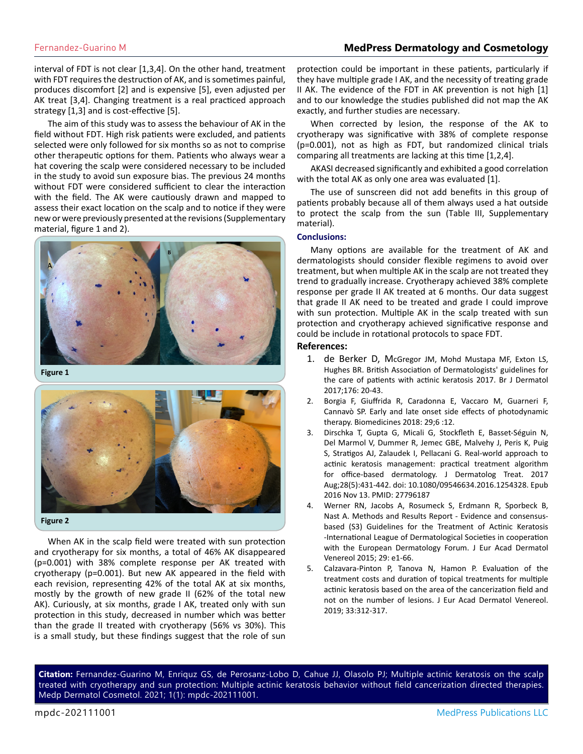interval of FDT is not clear [1,3,4]. On the other hand, treatment with FDT requires the destruction of AK, and is sometimes painful, produces discomfort [2] and is expensive [5], even adjusted per AK treat [3,4]. Changing treatment is a real practiced approach strategy [1,3] and is cost-effective [5].

The aim of this study was to assess the behaviour of AK in the field without FDT. High risk patients were excluded, and patients selected were only followed for six months so as not to comprise other therapeutic options for them. Patients who always wear a hat covering the scalp were considered necessary to be included in the study to avoid sun exposure bias. The previous 24 months without FDT were considered sufficient to clear the interaction with the field. The AK were cautiously drawn and mapped to assess their exact location on the scalp and to notice if they were new or were previously presented at the revisions (Supplementary material, figure 1 and 2).

Figure 1

Figure 2

When AK in the scalp field were treated with sun protection and cryotherapy for six months, a total of 46% AK disappeared (p=0.001) with 38% complete response per AK treated with cryotherapy (p=0.001). But new AK appeared in the field with each revision, representing 42% of the total AK at six months, mostly by the growth of new grade II (62% of the total new AK). Curiously, at six months, grade I AK, treated only with sun protection in this study, decreased in number which was better than the grade II treated with cryotherapy (56% vs 30%). This is a small study, but these findings suggest that the role of sun protection could be important in these patients, particularly if they have multiple grade I AK, and the necessity of treating grade II AK. The evidence of the FDT in AK prevention is not high [1] and to our knowledge the studies published did not map the AK exactly, and further studies are necessary.

When corrected by lesion, the response of the AK to cryotherapy was significative with 38% of complete response (p=0.001), not as high as FDT, but randomized clinical trials comparing all treatments are lacking at this time [1,2,4].

AKASI decreased significantly and exhibited a good correlation with the total AK as only one area was evaluated [1].

The use of sunscreen did not add benefits in this group of patients probably because all of them always used a hat outside to protect the scalp from the sun (Table III, Supplementary material).

### Conclusions:

Many options are available for the treatment of AK and dermatologists should consider flexible regimens to avoid over treatment, but when multiple AK in the scalp are not treated they trend to gradually increase. Cryotherapy achieved 38% complete response per grade II AK treated at 6 months. Our data suggest that grade II AK need to be treated and grade I could improve with sun protection. Multiple AK in the scalp treated with sun protection and cryotherapy achieved significative response and could be include in rotational protocols to space FDT.

## References:

1. de Berker D, McGregor JM, Mohd Mustapa MF, Exton LS, Hughes BR. British Association of Dermatologists' guidelines for the care of patients with actinic keratosis 2017. Br J Dermatol 2017;176: 20-43.
2. Borgia F, Giuffrida R, Caradonna E, Vaccaro M, Guarneri F, Cannavò SP. Early and late onset side effects of photodynamic therapy. Biomedicines 2018: 29;6 :12.
3. Dirschka T, Gupta G, Micali G, Stockfleth E, Basset-Séguin N, Del Marmol V, Dummer R, Jemec GBE, Malvehy J, Peris K, Puig S, Stratigos AJ, Zalaudek I, Pellacani G. Real-world approach to actinic keratosis management: practical treatment algorithm for office-based dermatology. J Dermatolog Treat. 2017 Aug;28(5):431-442. doi: 10.1080/09546634.2016.1254328. Epub 2016 Nov 13. PMID: 27796187
4. Werner RN, Jacobs A, Rosumeck S, Erdmann R, Sporbeck B, Nast A. Methods and Results Report - Evidence and consensus-based (S3) Guidelines for the Treatment of Actinic Keratosis -International League of Dermatological Societies in cooperation with the European Dermatology Forum. J Eur Acad Dermatol Venereol 2015; 29: e1-66.
5. Calzavara-Pinton P, Tanova N, Hamon P. Evaluation of the treatment costs and duration of topical treatments for multiple actinic keratosis based on the area of the cancerization field and not on the number of lesions. J Eur Acad Dermatol Venereol. 2019; 33:312-317.

**Citation:** Fernandez-Guarino M, Enriquz GS, de Perosanz-Lobo D, Cahue JJ, Olasolo PJ; Multiple actinic keratosis on the scalp treated with cryotherapy and sun protection: Multiple actinic keratosis behavior without field cancerization directed therapies. Medp Dermatol Cosmetol. 2021; 1(1): mpdc-202111001.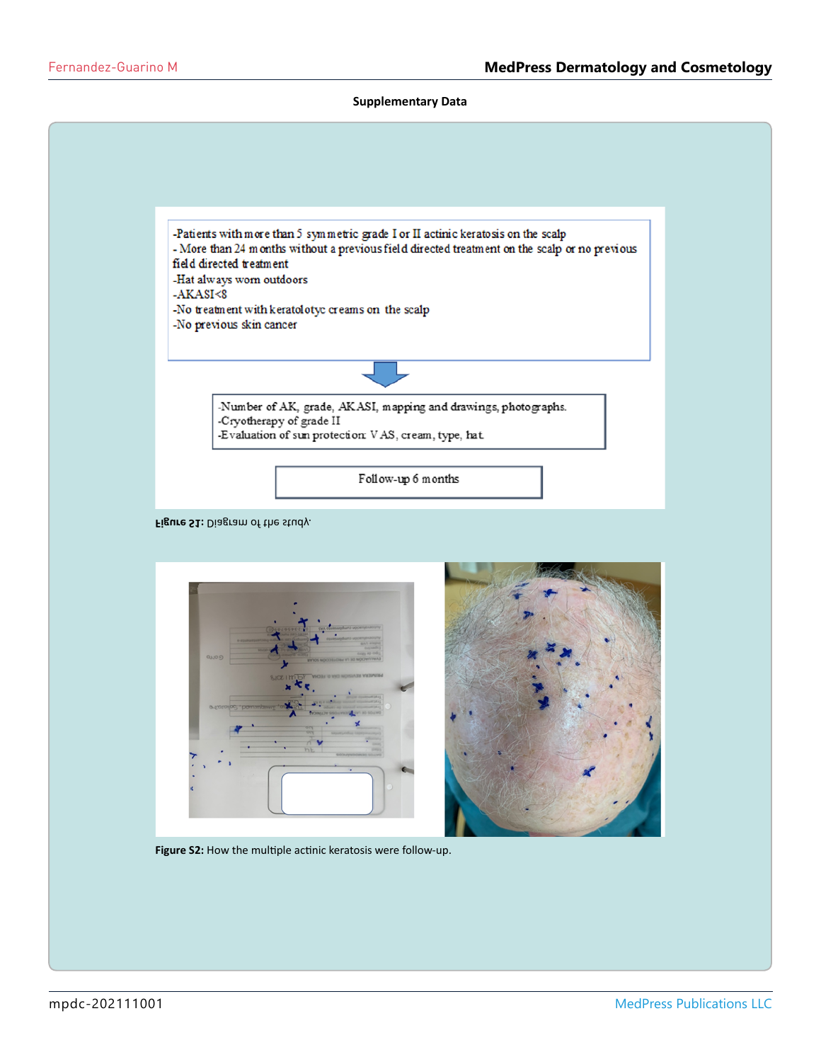**Supplementary Data**

-Patients with more than 5 symmetric grade I or II actinic keratosis on the scalp
- More than 24 months without a previous field directed treatment on the scalp or no previous field directed treatment
-Hat always worn outdoors
-AKASI<8
-No treatment with keratolotyc creams on the scalp
-No previous skin cancer

-Number of AK, grade, AKASI, mapping and drawings, photographs.
-Cryotherapy of grade II
-Evaluation of sun protection: VAS, cream, type, hat

Follow-up 6 months

**Figure S1:** Diagram of the study.

**Figure S2:** How the multiple actinic keratosis were follow-up.